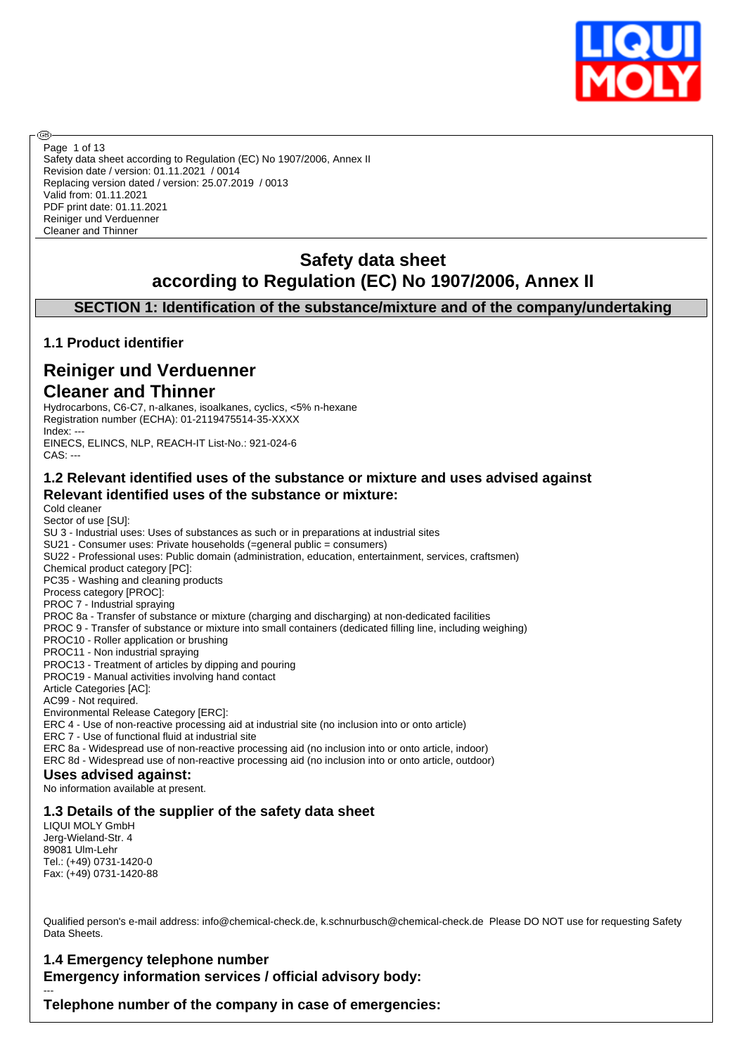Safety data sheet according to Regulation (EC) No 1907/2006, Annex II
Revision date / version: 01.11.2021 / 0014
Replacing version dated / version: 25.07.2019 / 0013
Valid from: 01.11.2021
PDF print date: 01.11.2021
Reiniger und Verduenner
Cleaner and Thinner

# Safety data sheet
# according to Regulation (EC) No 1907/2006, Annex II

## SECTION 1: Identification of the substance/mixture and of the company/undertaking

### 1.1 Product identifier

## Reiniger und Verduenner
## Cleaner and Thinner

Hydrocarbons, C6-C7, n-alkanes, isoalkanes, cyclics, <5% n-hexane
Registration number (ECHA): 01-2119475514-35-XXXX
Index: ---
EINECS, ELINCS, NLP, REACH-IT List-No.: 921-024-6
CAS: ---

### 1.2 Relevant identified uses of the substance or mixture and uses advised against

### Relevant identified uses of the substance or mixture:

Cold cleaner
Sector of use [SU]:
SU 3 - Industrial uses: Uses of substances as such or in preparations at industrial sites
SU21 - Consumer uses: Private households (=general public = consumers)
SU22 - Professional uses: Public domain (administration, education, entertainment, services, craftsmen)
Chemical product category [PC]:
PC35 - Washing and cleaning products
Process category [PROC]:
PROC 7 - Industrial spraying
PROC 8a - Transfer of substance or mixture (charging and discharging) at non-dedicated facilities
PROC 9 - Transfer of substance or mixture into small containers (dedicated filling line, including weighing)
PROC10 - Roller application or brushing
PROC11 - Non industrial spraying
PROC13 - Treatment of articles by dipping and pouring
PROC19 - Manual activities involving hand contact
Article Categories [AC]:
AC99 - Not required.
Environmental Release Category [ERC]:
ERC 4 - Use of non-reactive processing aid at industrial site (no inclusion into or onto article)
ERC 7 - Use of functional fluid at industrial site
ERC 8a - Widespread use of non-reactive processing aid (no inclusion into or onto article, indoor)
ERC 8d - Widespread use of non-reactive processing aid (no inclusion into or onto article, outdoor)

### Uses advised against:

No information available at present.

### 1.3 Details of the supplier of the safety data sheet

LIQUI MOLY GmbH
Jerg-Wieland-Str. 4
89081 Ulm-Lehr
Tel.: (+49) 0731-1420-0
Fax: (+49) 0731-1420-88

Qualified person's e-mail address: info@chemical-check.de, k.schnurbusch@chemical-check.de Please DO NOT use for requesting Safety Data Sheets.

### 1.4 Emergency telephone number

### Emergency information services / official advisory body:

---

### Telephone number of the company in case of emergencies: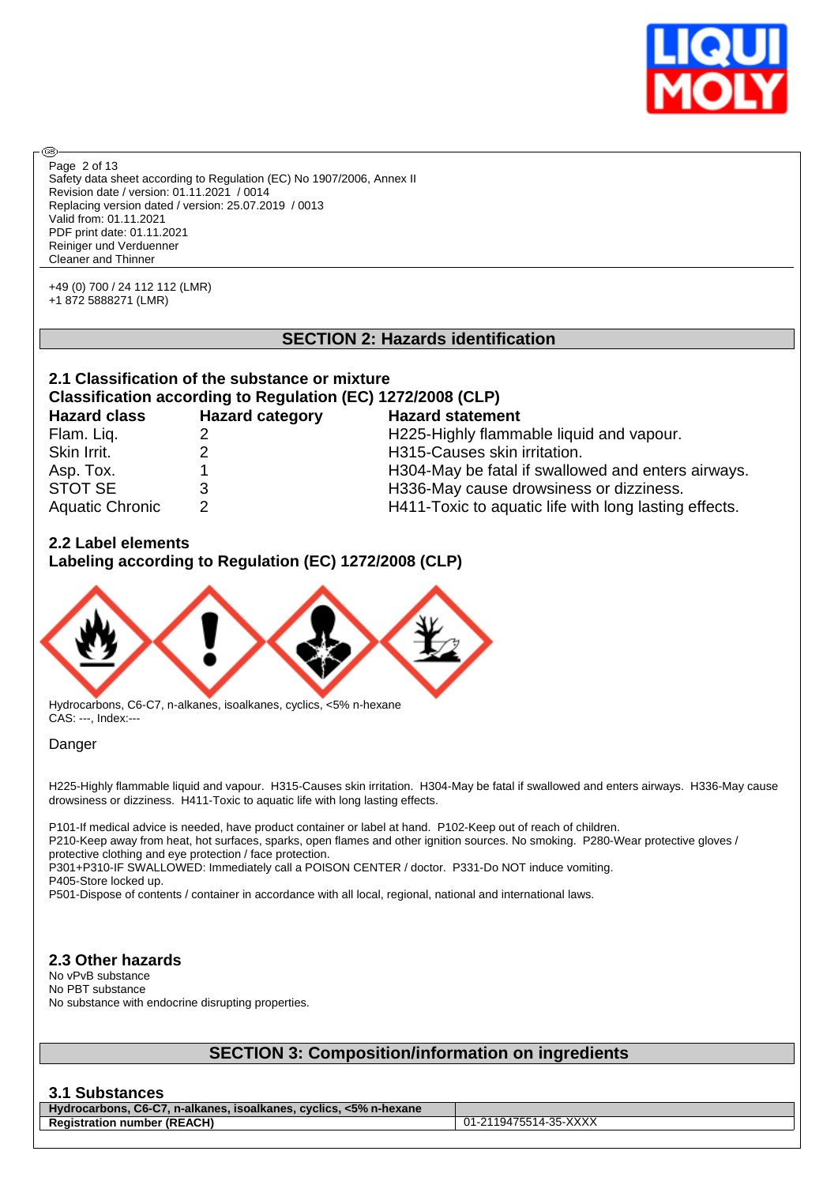+49 (0) 700 / 24 112 112 (LMR)
+1 872 5888271 (LMR)

## SECTION 2: Hazards identification

### 2.1 Classification of the substance or mixture

**Classification according to Regulation (EC) 1272/2008 (CLP)**

| Hazard class | Hazard category | Hazard statement |
|---|---|---|
| Flam. Liq. | 2 | H225-Highly flammable liquid and vapour. |
| Skin Irrit. | 2 | H315-Causes skin irritation. |
| Asp. Tox. | 1 | H304-May be fatal if swallowed and enters airways. |
| STOT SE | 3 | H336-May cause drowsiness or dizziness. |
| Aquatic Chronic | 2 | H411-Toxic to aquatic life with long lasting effects. |

### 2.2 Label elements

**Labeling according to Regulation (EC) 1272/2008 (CLP)**

Hydrocarbons, C6-C7, n-alkanes, isoalkanes, cyclics, <5% n-hexane
CAS: ---, Index:---

Danger

H225-Highly flammable liquid and vapour. H315-Causes skin irritation. H304-May be fatal if swallowed and enters airways. H336-May cause drowsiness or dizziness. H411-Toxic to aquatic life with long lasting effects.

P101-If medical advice is needed, have product container or label at hand. P102-Keep out of reach of children.
P210-Keep away from heat, hot surfaces, sparks, open flames and other ignition sources. No smoking. P280-Wear protective gloves / protective clothing and eye protection / face protection.
P301+P310-IF SWALLOWED: Immediately call a POISON CENTER / doctor. P331-Do NOT induce vomiting.
P405-Store locked up.
P501-Dispose of contents / container in accordance with all local, regional, national and international laws.

### 2.3 Other hazards

No vPvB substance
No PBT substance
No substance with endocrine disrupting properties.

## SECTION 3: Composition/information on ingredients

### 3.1 Substances

| Hydrocarbons, C6-C7, n-alkanes, isoalkanes, cyclics, <5% n-hexane | |
|---|---|
| Registration number (REACH) | 01-2119475514-35-XXXX |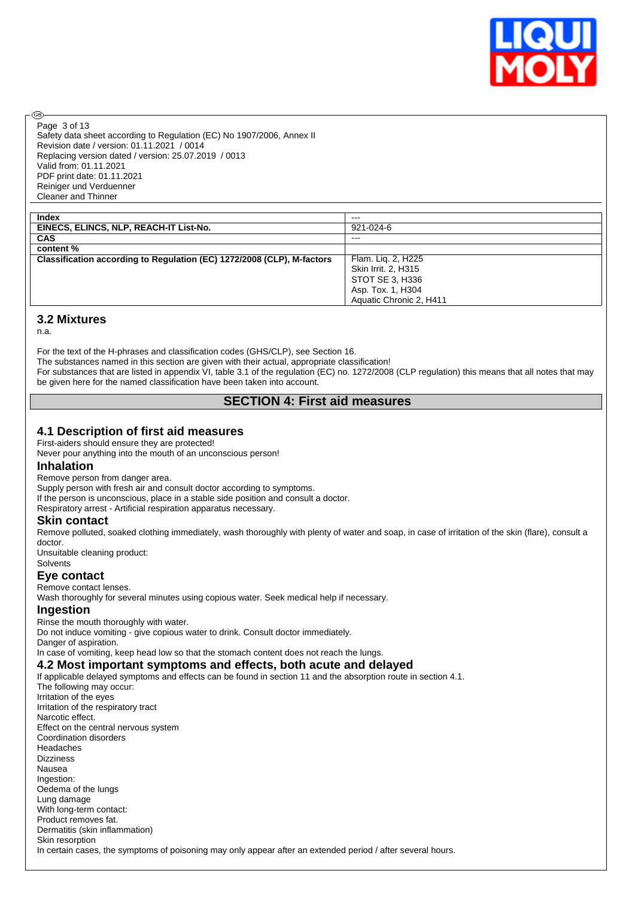| Index | --- |
| --- | --- |
| EINECS, ELINCS, NLP, REACH-IT List-No. | 921-024-6 |
| CAS | --- |
| content % | |
| Classification according to Regulation (EC) 1272/2008 (CLP), M-factors | Flam. Liq. 2, H225<br>Skin Irrit. 2, H315<br>STOT SE 3, H336<br>Asp. Tox. 1, H304<br>Aquatic Chronic 2, H411 |

### 3.2 Mixtures

n.a.

For the text of the H-phrases and classification codes (GHS/CLP), see Section 16.
The substances named in this section are given with their actual, appropriate classification!
For substances that are listed in appendix VI, table 3.1 of the regulation (EC) no. 1272/2008 (CLP regulation) this means that all notes that may be given here for the named classification have been taken into account.

## SECTION 4: First aid measures

### 4.1 Description of first aid measures

First-aiders should ensure they are protected!
Never pour anything into the mouth of an unconscious person!

#### Inhalation

Remove person from danger area.
Supply person with fresh air and consult doctor according to symptoms.
If the person is unconscious, place in a stable side position and consult a doctor.
Respiratory arrest - Artificial respiration apparatus necessary.

#### Skin contact

Remove polluted, soaked clothing immediately, wash thoroughly with plenty of water and soap, in case of irritation of the skin (flare), consult a doctor.
Unsuitable cleaning product:
Solvents

#### Eye contact

Remove contact lenses.
Wash thoroughly for several minutes using copious water. Seek medical help if necessary.

#### Ingestion

Rinse the mouth thoroughly with water.
Do not induce vomiting - give copious water to drink. Consult doctor immediately.
Danger of aspiration.
In case of vomiting, keep head low so that the stomach content does not reach the lungs.

### 4.2 Most important symptoms and effects, both acute and delayed

If applicable delayed symptoms and effects can be found in section 11 and the absorption route in section 4.1.
The following may occur:
Irritation of the eyes
Irritation of the respiratory tract
Narcotic effect.
Effect on the central nervous system
Coordination disorders
Headaches
Dizziness
Nausea
Ingestion:
Oedema of the lungs
Lung damage
With long-term contact:
Product removes fat.
Dermatitis (skin inflammation)
Skin resorption
In certain cases, the symptoms of poisoning may only appear after an extended period / after several hours.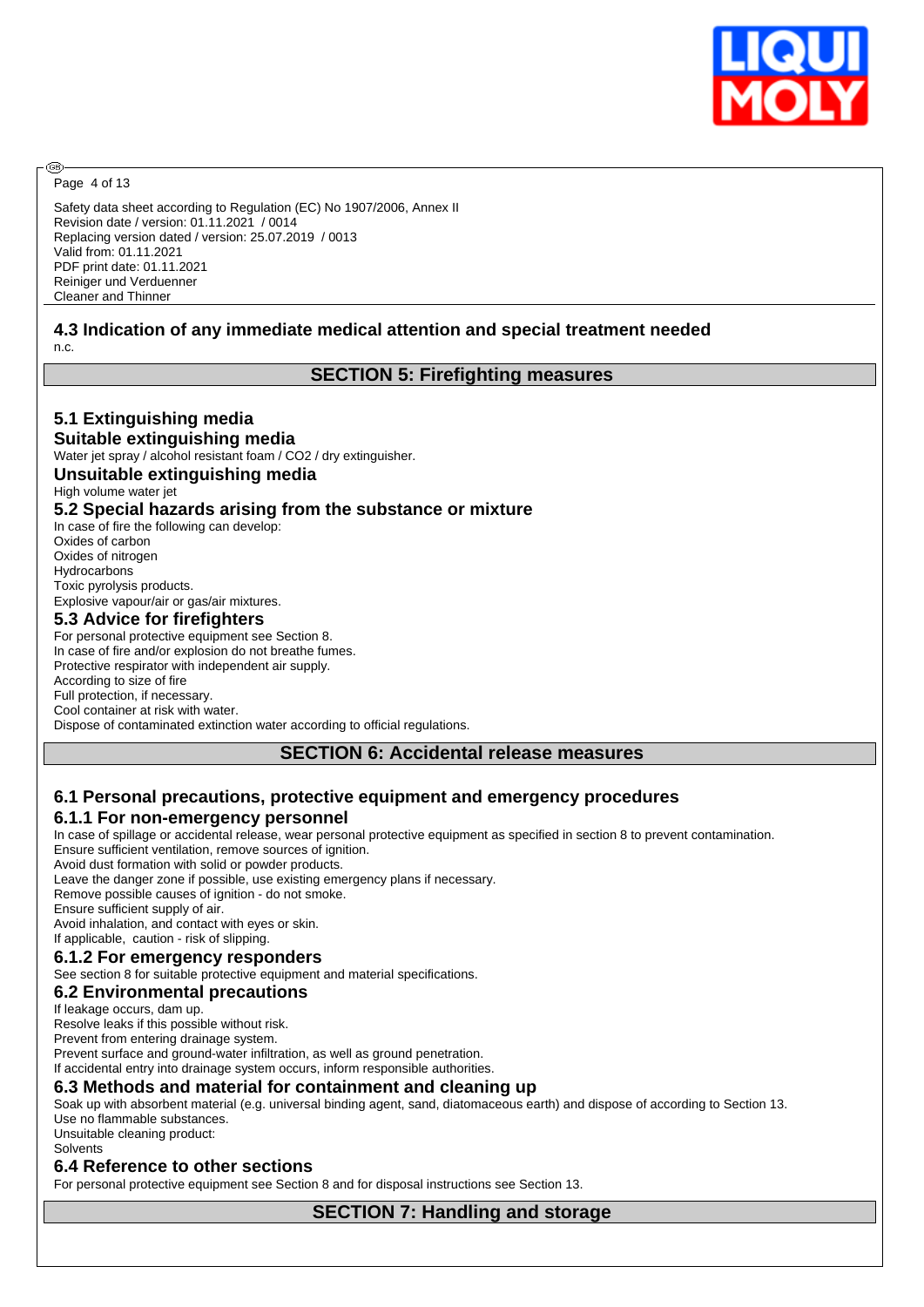## 4.3 Indication of any immediate medical attention and special treatment needed

n.c.

# SECTION 5: Firefighting measures

## 5.1 Extinguishing media

### Suitable extinguishing media

Water jet spray / alcohol resistant foam / $CO_2$ / dry extinguisher.

### Unsuitable extinguishing media

High volume water jet

## 5.2 Special hazards arising from the substance or mixture

In case of fire the following can develop:
Oxides of carbon
Oxides of nitrogen
Hydrocarbons
Toxic pyrolysis products.
Explosive vapour/air or gas/air mixtures.

## 5.3 Advice for firefighters

For personal protective equipment see Section 8.
In case of fire and/or explosion do not breathe fumes.
Protective respirator with independent air supply.
According to size of fire
Full protection, if necessary.
Cool container at risk with water.
Dispose of contaminated extinction water according to official regulations.

# SECTION 6: Accidental release measures

## 6.1 Personal precautions, protective equipment and emergency procedures

### 6.1.1 For non-emergency personnel

In case of spillage or accidental release, wear personal protective equipment as specified in section 8 to prevent contamination.
Ensure sufficient ventilation, remove sources of ignition.
Avoid dust formation with solid or powder products.
Leave the danger zone if possible, use existing emergency plans if necessary.
Remove possible causes of ignition - do not smoke.
Ensure sufficient supply of air.
Avoid inhalation, and contact with eyes or skin.
If applicable, caution - risk of slipping.

### 6.1.2 For emergency responders

See section 8 for suitable protective equipment and material specifications.

## 6.2 Environmental precautions

If leakage occurs, dam up.
Resolve leaks if this possible without risk.
Prevent from entering drainage system.
Prevent surface and ground-water infiltration, as well as ground penetration.
If accidental entry into drainage system occurs, inform responsible authorities.

## 6.3 Methods and material for containment and cleaning up

Soak up with absorbent material (e.g. universal binding agent, sand, diatomaceous earth) and dispose of according to Section 13.
Use no flammable substances.
Unsuitable cleaning product:
Solvents

## 6.4 Reference to other sections

For personal protective equipment see Section 8 and for disposal instructions see Section 13.

# SECTION 7: Handling and storage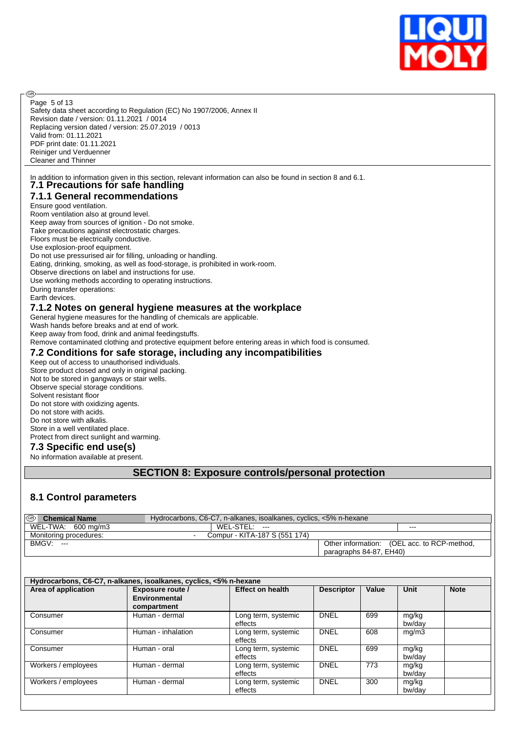In addition to information given in this section, relevant information can also be found in section 8 and 6.1.

## 7.1 Precautions for safe handling

### 7.1.1 General recommendations

Ensure good ventilation.
Room ventilation also at ground level.
Keep away from sources of ignition - Do not smoke.
Take precautions against electrostatic charges.
Floors must be electrically conductive.
Use explosion-proof equipment.
Do not use pressurised air for filling, unloading or handling.
Eating, drinking, smoking, as well as food-storage, is prohibited in work-room.
Observe directions on label and instructions for use.
Use working methods according to operating instructions.
During transfer operations:
Earth devices.

### 7.1.2 Notes on general hygiene measures at the workplace

General hygiene measures for the handling of chemicals are applicable.
Wash hands before breaks and at end of work.
Keep away from food, drink and animal feedingstuffs.
Remove contaminated clothing and protective equipment before entering areas in which food is consumed.

## 7.2 Conditions for safe storage, including any incompatibilities

Keep out of access to unauthorised individuals.
Store product closed and only in original packing.
Not to be stored in gangways or stair wells.
Observe special storage conditions.
Solvent resistant floor
Do not store with oxidizing agents.
Do not store with acids.
Do not store with alkalis.
Store in a well ventilated place.
Protect from direct sunlight and warming.

## 7.3 Specific end use(s)

No information available at present.

# SECTION 8: Exposure controls/personal protection

## 8.1 Control parameters

| **Chemical Name** | Hydrocarbons, C6-C7, n-alkanes, isoalkanes, cyclics, <5% n-hexane | |
|---|---|---|
| WEL-TWA: 600 mg/m3 | WEL-STEL: --- | --- |
| Monitoring procedures: | - Compur - KITA-187 S (551 174) | |
| BMGV: --- | | Other information: (OEL acc. to RCP-method, paragraphs 84-87, EH40) |

| Hydrocarbons, C6-C7, n-alkanes, isoalkanes, cyclics, <5% n-hexane | | | | | | |
|---|---|---|---|---|---|---|
| **Area of application** | **Exposure route / Environmental compartment** | **Effect on health** | **Descriptor** | **Value** | **Unit** | **Note** |
| Consumer | Human - dermal | Long term, systemic effects | DNEL | 699 | mg/kg bw/day | |
| Consumer | Human - inhalation | Long term, systemic effects | DNEL | 608 | mg/m3 | |
| Consumer | Human - oral | Long term, systemic effects | DNEL | 699 | mg/kg bw/day | |
| Workers / employees | Human - dermal | Long term, systemic effects | DNEL | 773 | mg/kg bw/day | |
| Workers / employees | Human - dermal | Long term, systemic effects | DNEL | 300 | mg/kg bw/day | |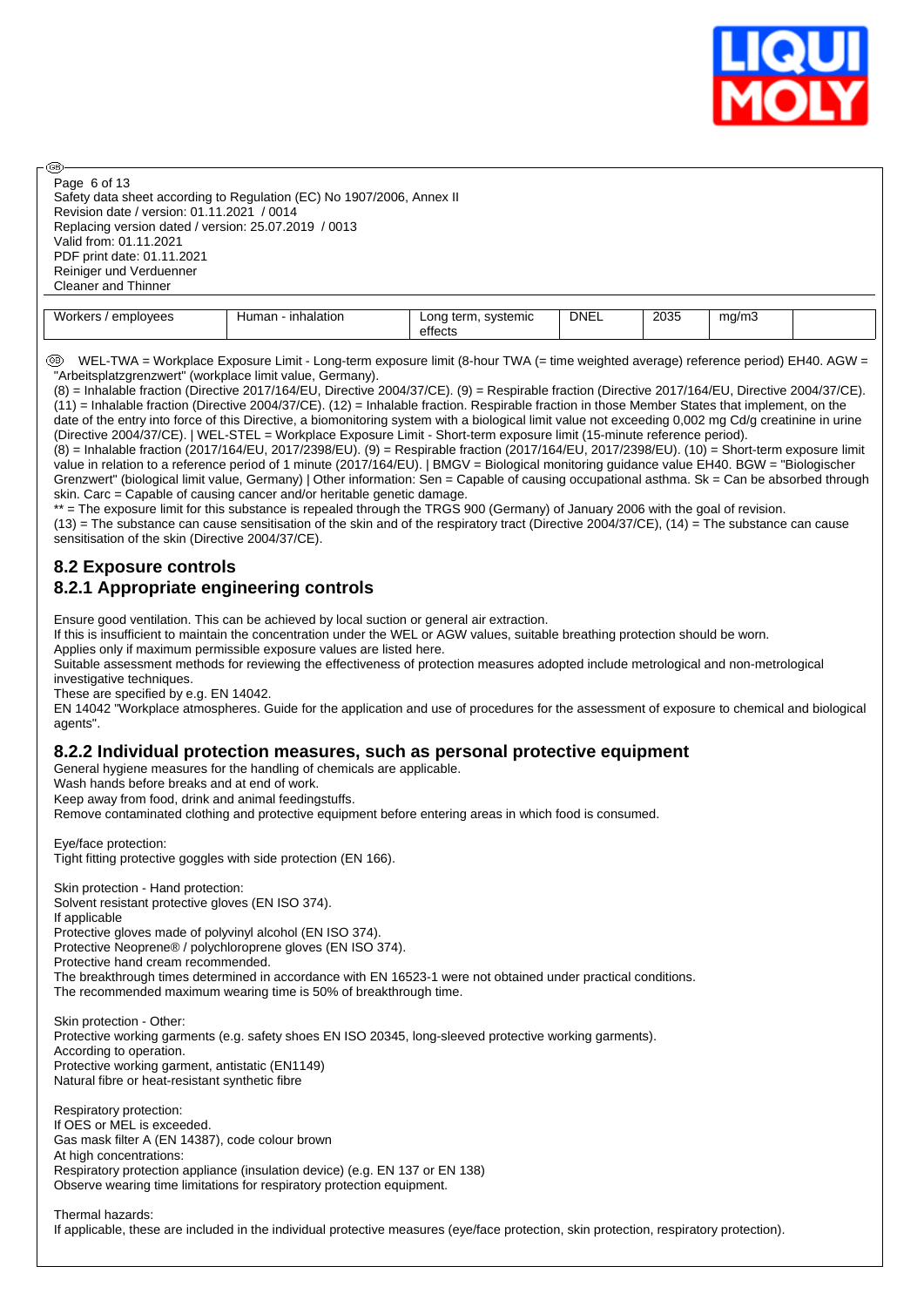| Workers / employees | Human - inhalation | Long term, systemic effects | DNEL | 2035 | mg/m3 | |
|---|---|---|---|---|---|---|

WEL-TWA = Workplace Exposure Limit - Long-term exposure limit (8-hour TWA (= time weighted average) reference period) EH40. AGW = "Arbeitsplatzgrenzwert" (workplace limit value, Germany).
(8) = Inhalable fraction (Directive 2017/164/EU, Directive 2004/37/CE). (9) = Respirable fraction (Directive 2017/164/EU, Directive 2004/37/CE). (11) = Inhalable fraction (Directive 2004/37/CE). (12) = Inhalable fraction. Respirable fraction in those Member States that implement, on the date of the entry into force of this Directive, a biomonitoring system with a biological limit value not exceeding 0,002 mg Cd/g creatinine in urine (Directive 2004/37/CE). | WEL-STEL = Workplace Exposure Limit - Short-term exposure limit (15-minute reference period).
(8) = Inhalable fraction (2017/164/EU, 2017/2398/EU). (9) = Respirable fraction (2017/164/EU, 2017/2398/EU). (10) = Short-term exposure limit value in relation to a reference period of 1 minute (2017/164/EU). | BMGV = Biological monitoring guidance value EH40. BGW = "Biologischer Grenzwert" (biological limit value, Germany) | Other information: Sen = Capable of causing occupational asthma. Sk = Can be absorbed through skin. Carc = Capable of causing cancer and/or heritable genetic damage.
** = The exposure limit for this substance is repealed through the TRGS 900 (Germany) of January 2006 with the goal of revision.
(13) = The substance can cause sensitisation of the skin and of the respiratory tract (Directive 2004/37/CE), (14) = The substance can cause sensitisation of the skin (Directive 2004/37/CE).

## 8.2 Exposure controls

## 8.2.1 Appropriate engineering controls

Ensure good ventilation. This can be achieved by local suction or general air extraction.
If this is insufficient to maintain the concentration under the WEL or AGW values, suitable breathing protection should be worn.
Applies only if maximum permissible exposure values are listed here.
Suitable assessment methods for reviewing the effectiveness of protection measures adopted include metrological and non-metrological investigative techniques.
These are specified by e.g. EN 14042.
EN 14042 "Workplace atmospheres. Guide for the application and use of procedures for the assessment of exposure to chemical and biological agents".

## 8.2.2 Individual protection measures, such as personal protective equipment

General hygiene measures for the handling of chemicals are applicable.
Wash hands before breaks and at end of work.
Keep away from food, drink and animal feedingstuffs.
Remove contaminated clothing and protective equipment before entering areas in which food is consumed.

Eye/face protection:
Tight fitting protective goggles with side protection (EN 166).

Skin protection - Hand protection:
Solvent resistant protective gloves (EN ISO 374).
If applicable
Protective gloves made of polyvinyl alcohol (EN ISO 374).
Protective Neoprene® / polychloroprene gloves (EN ISO 374).
Protective hand cream recommended.
The breakthrough times determined in accordance with EN 16523-1 were not obtained under practical conditions.
The recommended maximum wearing time is 50% of breakthrough time.

Skin protection - Other:
Protective working garments (e.g. safety shoes EN ISO 20345, long-sleeved protective working garments).
According to operation.
Protective working garment, antistatic (EN1149)
Natural fibre or heat-resistant synthetic fibre

Respiratory protection:
If OES or MEL is exceeded.
Gas mask filter A (EN 14387), code colour brown
At high concentrations:
Respiratory protection appliance (insulation device) (e.g. EN 137 or EN 138)
Observe wearing time limitations for respiratory protection equipment.

Thermal hazards:
If applicable, these are included in the individual protective measures (eye/face protection, skin protection, respiratory protection).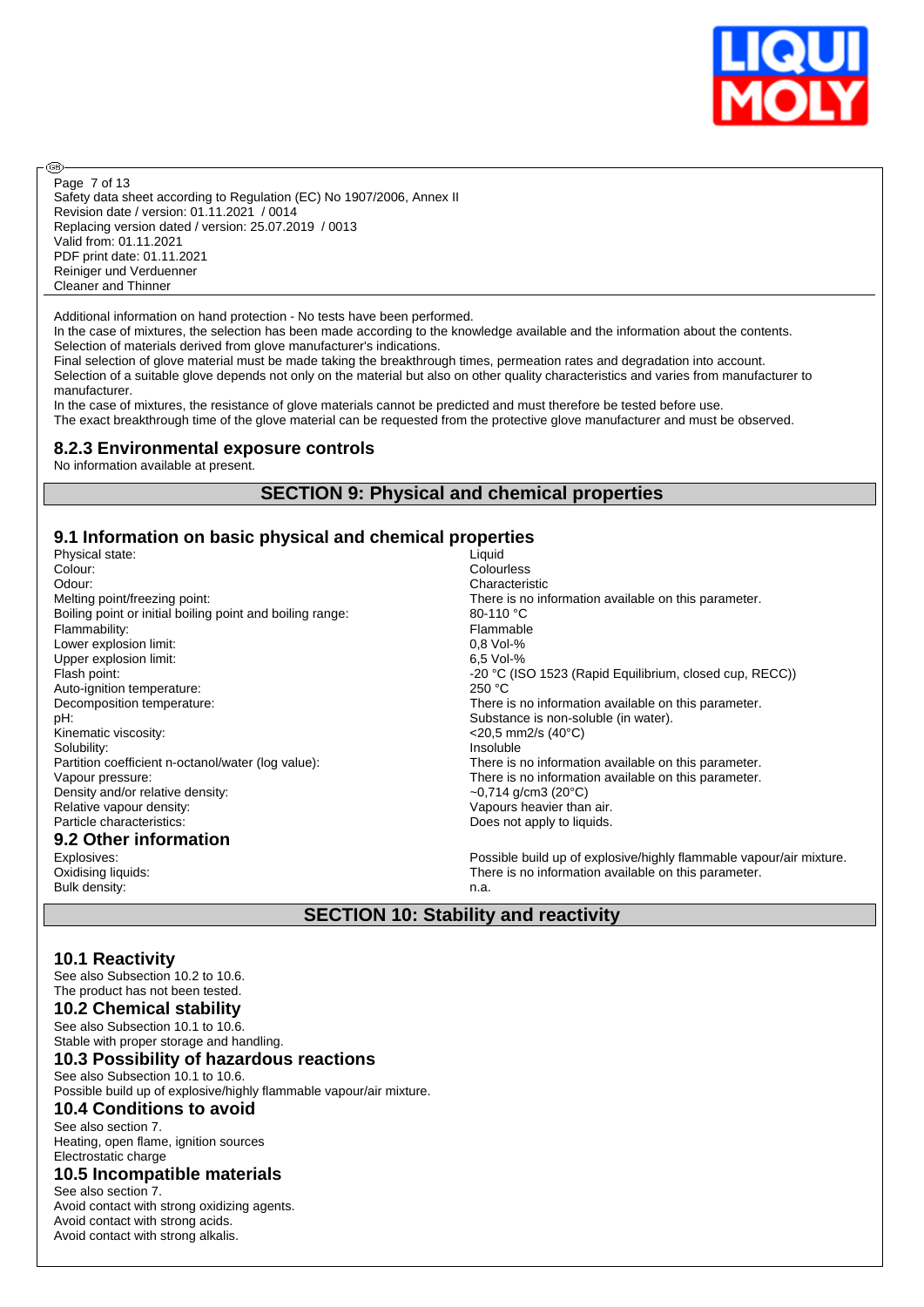Additional information on hand protection - No tests have been performed.
In the case of mixtures, the selection has been made according to the knowledge available and the information about the contents.
Selection of materials derived from glove manufacturer's indications.
Final selection of glove material must be made taking the breakthrough times, permeation rates and degradation into account.
Selection of a suitable glove depends not only on the material but also on other quality characteristics and varies from manufacturer to manufacturer.
In the case of mixtures, the resistance of glove materials cannot be predicted and must therefore be tested before use.
The exact breakthrough time of the glove material can be requested from the protective glove manufacturer and must be observed.

### 8.2.3 Environmental exposure controls

No information available at present.

## SECTION 9: Physical and chemical properties

### 9.1 Information on basic physical and chemical properties

| | |
|---|---|
| Physical state: | Liquid |
| Colour: | Colourless |
| Odour: | Characteristic |
| Melting point/freezing point: | There is no information available on this parameter. |
| Boiling point or initial boiling point and boiling range: | 80-110 °C |
| Flammability: | Flammable |
| Lower explosion limit: | 0,8 Vol-% |
| Upper explosion limit: | 6,5 Vol-% |
| Flash point: | -20 °C (ISO 1523 (Rapid Equilibrium, closed cup, RECC)) |
| Auto-ignition temperature: | 250 °C |
| Decomposition temperature: | There is no information available on this parameter. |
| pH: | Substance is non-soluble (in water). |
| Kinematic viscosity: | <20,5 mm2/s (40°C) |
| Solubility: | Insoluble |
| Partition coefficient n-octanol/water (log value): | There is no information available on this parameter. |
| Vapour pressure: | There is no information available on this parameter. |
| Density and/or relative density: | ~0,714 g/cm3 (20°C) |
| Relative vapour density: | Vapours heavier than air. |
| Particle characteristics: | Does not apply to liquids. |

### 9.2 Other information

| | |
|---|---|
| Explosives: | Possible build up of explosive/highly flammable vapour/air mixture. |
| Oxidising liquids: | There is no information available on this parameter. |
| Bulk density: | n.a. |

## SECTION 10: Stability and reactivity

### 10.1 Reactivity

See also Subsection 10.2 to 10.6.
The product has not been tested.

### 10.2 Chemical stability

See also Subsection 10.1 to 10.6.
Stable with proper storage and handling.

### 10.3 Possibility of hazardous reactions

See also Subsection 10.1 to 10.6.
Possible build up of explosive/highly flammable vapour/air mixture.

### 10.4 Conditions to avoid

See also section 7.
Heating, open flame, ignition sources
Electrostatic charge

### 10.5 Incompatible materials

See also section 7.
Avoid contact with strong oxidizing agents.
Avoid contact with strong acids.
Avoid contact with strong alkalis.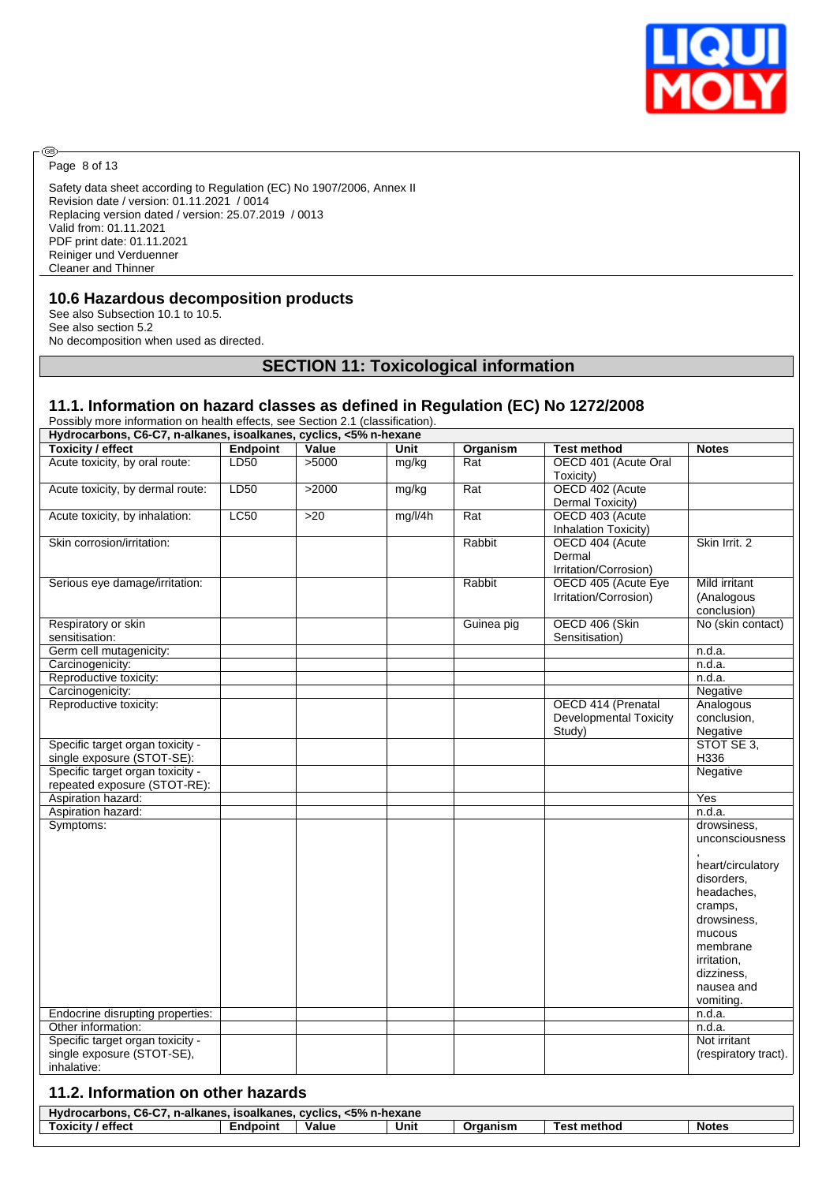Safety data sheet according to Regulation (EC) No 1907/2006, Annex II
Revision date / version: 01.11.2021 / 0014
Replacing version dated / version: 25.07.2019 / 0013
Valid from: 01.11.2021
PDF print date: 01.11.2021
Reiniger und Verduenner
Cleaner and Thinner

### 10.6 Hazardous decomposition products

See also Subsection 10.1 to 10.5.
See also section 5.2
No decomposition when used as directed.

## SECTION 11: Toxicological information

### 11.1. Information on hazard classes as defined in Regulation (EC) No 1272/2008

Possibly more information on health effects, see Section 2.1 (classification).

| Hydrocarbons, C6-C7, n-alkanes, isoalkanes, cyclics, <5% n-hexane | | | | | | |
|---|---|---|---|---|---|---|
| **Toxicity / effect** | **Endpoint** | **Value** | **Unit** | **Organism** | **Test method** | **Notes** |
| Acute toxicity, by oral route: | LD50 | >5000 | mg/kg | Rat | OECD 401 (Acute Oral Toxicity) | |
| Acute toxicity, by dermal route: | LD50 | >2000 | mg/kg | Rat | OECD 402 (Acute Dermal Toxicity) | |
| Acute toxicity, by inhalation: | LC50 | >20 | mg/l/4h | Rat | OECD 403 (Acute Inhalation Toxicity) | |
| Skin corrosion/irritation: | | | | Rabbit | OECD 404 (Acute Dermal Irritation/Corrosion) | Skin Irrit. 2 |
| Serious eye damage/irritation: | | | | Rabbit | OECD 405 (Acute Eye Irritation/Corrosion) | Mild irritant (Analogous conclusion) |
| Respiratory or skin sensitisation: | | | | Guinea pig | OECD 406 (Skin Sensitisation) | No (skin contact) |
| Germ cell mutagenicity: | | | | | | n.d.a. |
| Carcinogenicity: | | | | | | n.d.a. |
| Reproductive toxicity: | | | | | | n.d.a. |
| Carcinogenicity: | | | | | | Negative |
| Reproductive toxicity: | | | | | OECD 414 (Prenatal Developmental Toxicity Study) | Analogous conclusion, Negative |
| Specific target organ toxicity - single exposure (STOT-SE): | | | | | | STOT SE 3, H336 |
| Specific target organ toxicity - repeated exposure (STOT-RE): | | | | | | Negative |
| Aspiration hazard: | | | | | | Yes |
| Aspiration hazard: | | | | | | n.d.a. |
| Symptoms: | | | | | | drowsiness, unconsciousness, heart/circulatory disorders, headaches, cramps, drowsiness, mucous membrane irritation, dizziness, nausea and vomiting. |
| Endocrine disrupting properties: | | | | | | n.d.a. |
| Other information: | | | | | | n.d.a. |
| Specific target organ toxicity - single exposure (STOT-SE), inhalative: | | | | | | Not irritant (respiratory tract). |

### 11.2. Information on other hazards

| Hydrocarbons, C6-C7, n-alkanes, isoalkanes, cyclics, <5% n-hexane | | | | | | |
|---|---|---|---|---|---|---|
| **Toxicity / effect** | **Endpoint** | **Value** | **Unit** | **Organism** | **Test method** | **Notes** |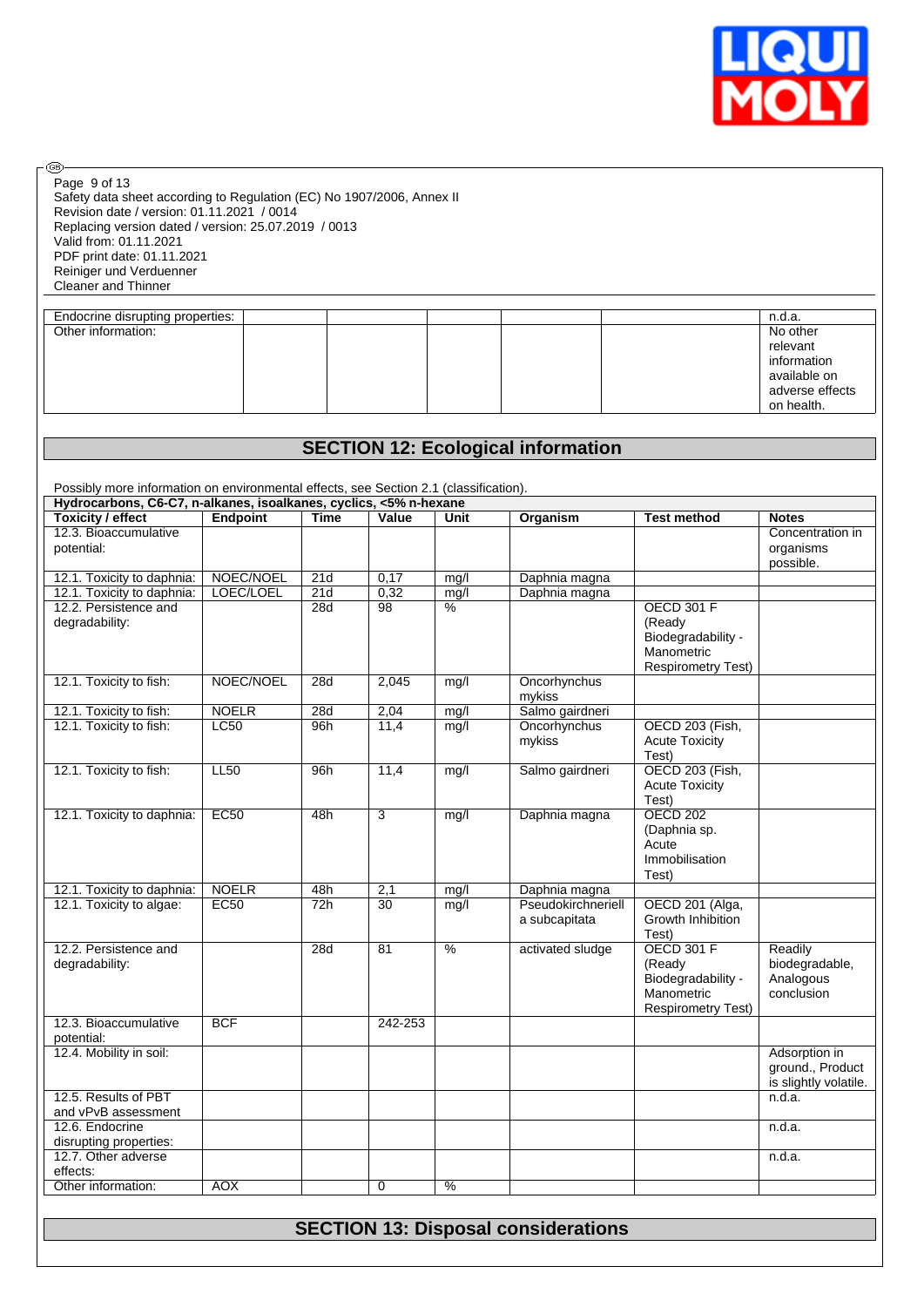| Endocrine disrupting properties: | | | | | n.d.a. |
|---|---|---|---|---|---|
| Other information: | | | | | No other relevant information available on adverse effects on health. |

## SECTION 12: Ecological information

Possibly more information on environmental effects, see Section 2.1 (classification).

| Hydrocarbons, C6-C7, n-alkanes, isoalkanes, cyclics, <5% n-hexane | | | | | | | |
|---|---|---|---|---|---|---|---|
| **Toxicity / effect** | **Endpoint** | **Time** | **Value** | **Unit** | **Organism** | **Test method** | **Notes** |
| 12.3. Bioaccumulative potential: | | | | | | | Concentration in organisms possible. |
| 12.1. Toxicity to daphnia: | NOEC/NOEL | 21d | 0,17 | mg/l | Daphnia magna | | |
| 12.1. Toxicity to daphnia: | LOEC/LOEL | 21d | 0,32 | mg/l | Daphnia magna | | |
| 12.2. Persistence and degradability: | | 28d | 98 | % | | OECD 301 F (Ready Biodegradability - Manometric Respirometry Test) | |
| 12.1. Toxicity to fish: | NOEC/NOEL | 28d | 2,045 | mg/l | Oncorhynchus mykiss | | |
| 12.1. Toxicity to fish: | NOELR | 28d | 2,04 | mg/l | Salmo gairdneri | | |
| 12.1. Toxicity to fish: | LC50 | 96h | 11,4 | mg/l | Oncorhynchus mykiss | OECD 203 (Fish, Acute Toxicity Test) | |
| 12.1. Toxicity to fish: | LL50 | 96h | 11,4 | mg/l | Salmo gairdneri | OECD 203 (Fish, Acute Toxicity Test) | |
| 12.1. Toxicity to daphnia: | EC50 | 48h | 3 | mg/l | Daphnia magna | OECD 202 (Daphnia sp. Acute Immobilisation Test) | |
| 12.1. Toxicity to daphnia: | NOELR | 48h | 2,1 | mg/l | Daphnia magna | | |
| 12.1. Toxicity to algae: | EC50 | 72h | 30 | mg/l | Pseudokirchneriella subcapitata | OECD 201 (Alga, Growth Inhibition Test) | |
| 12.2. Persistence and degradability: | | 28d | 81 | % | activated sludge | OECD 301 F (Ready Biodegradability - Manometric Respirometry Test) | Readily biodegradable, Analogous conclusion |
| 12.3. Bioaccumulative potential: | BCF | | 242-253 | | | | |
| 12.4. Mobility in soil: | | | | | | | Adsorption in ground., Product is slightly volatile. |
| 12.5. Results of PBT and vPvB assessment | | | | | | | n.d.a. |
| 12.6. Endocrine disrupting properties: | | | | | | | n.d.a. |
| 12.7. Other adverse effects: | | | | | | | n.d.a. |
| Other information: | AOX | | 0 | % | | | |

## SECTION 13: Disposal considerations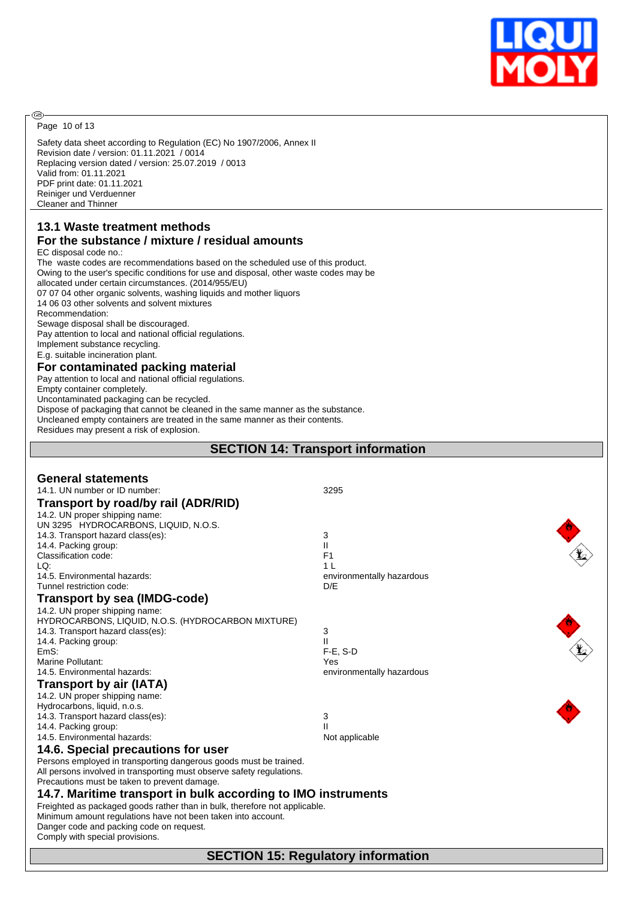Safety data sheet according to Regulation (EC) No 1907/2006, Annex II
Revision date / version: 01.11.2021 / 0014
Replacing version dated / version: 25.07.2019 / 0013
Valid from: 01.11.2021
PDF print date: 01.11.2021
Reiniger und Verduenner
Cleaner and Thinner

### 13.1 Waste treatment methods

### For the substance / mixture / residual amounts

EC disposal code no.:
The waste codes are recommendations based on the scheduled use of this product.
Owing to the user's specific conditions for use and disposal, other waste codes may be allocated under certain circumstances. (2014/955/EU)
07 07 04 other organic solvents, washing liquids and mother liquors
14 06 03 other solvents and solvent mixtures
Recommendation:
Sewage disposal shall be discouraged.
Pay attention to local and national official regulations.
Implement substance recycling.
E.g. suitable incineration plant.

### For contaminated packing material

Pay attention to local and national official regulations.
Empty container completely.
Uncontaminated packaging can be recycled.
Dispose of packaging that cannot be cleaned in the same manner as the substance.
Uncleaned empty containers are treated in the same manner as their contents.
Residues may present a risk of explosion.

## SECTION 14: Transport information

### General statements

14.1. UN number or ID number: 3295

### Transport by road/by rail (ADR/RID)

14.2. UN proper shipping name:
UN 3295 HYDROCARBONS, LIQUID, N.O.S.

| | |
|---|---|
| 14.3. Transport hazard class(es): | 3 |
| 14.4. Packing group: | II |
| Classification code: | F1 |
| LQ: | 1 L |
| 14.5. Environmental hazards: | environmentally hazardous |
| Tunnel restriction code: | D/E |

### Transport by sea (IMDG-code)

14.2. UN proper shipping name:
HYDROCARBONS, LIQUID, N.O.S. (HYDROCARBON MIXTURE)

| | |
|---|---|
| 14.3. Transport hazard class(es): | 3 |
| 14.4. Packing group: | II |
| EmS: | F-E, S-D |
| Marine Pollutant: | Yes |
| 14.5. Environmental hazards: | environmentally hazardous |

### Transport by air (IATA)

14.2. UN proper shipping name:
Hydrocarbons, liquid, n.o.s.

| | |
|---|---|
| 14.3. Transport hazard class(es): | 3 |
| 14.4. Packing group: | II |
| 14.5. Environmental hazards: | Not applicable |

### 14.6. Special precautions for user

Persons employed in transporting dangerous goods must be trained.
All persons involved in transporting must observe safety regulations.
Precautions must be taken to prevent damage.

### 14.7. Maritime transport in bulk according to IMO instruments

Freighted as packaged goods rather than in bulk, therefore not applicable.
Minimum amount regulations have not been taken into account.
Danger code and packing code on request.
Comply with special provisions.

## SECTION 15: Regulatory information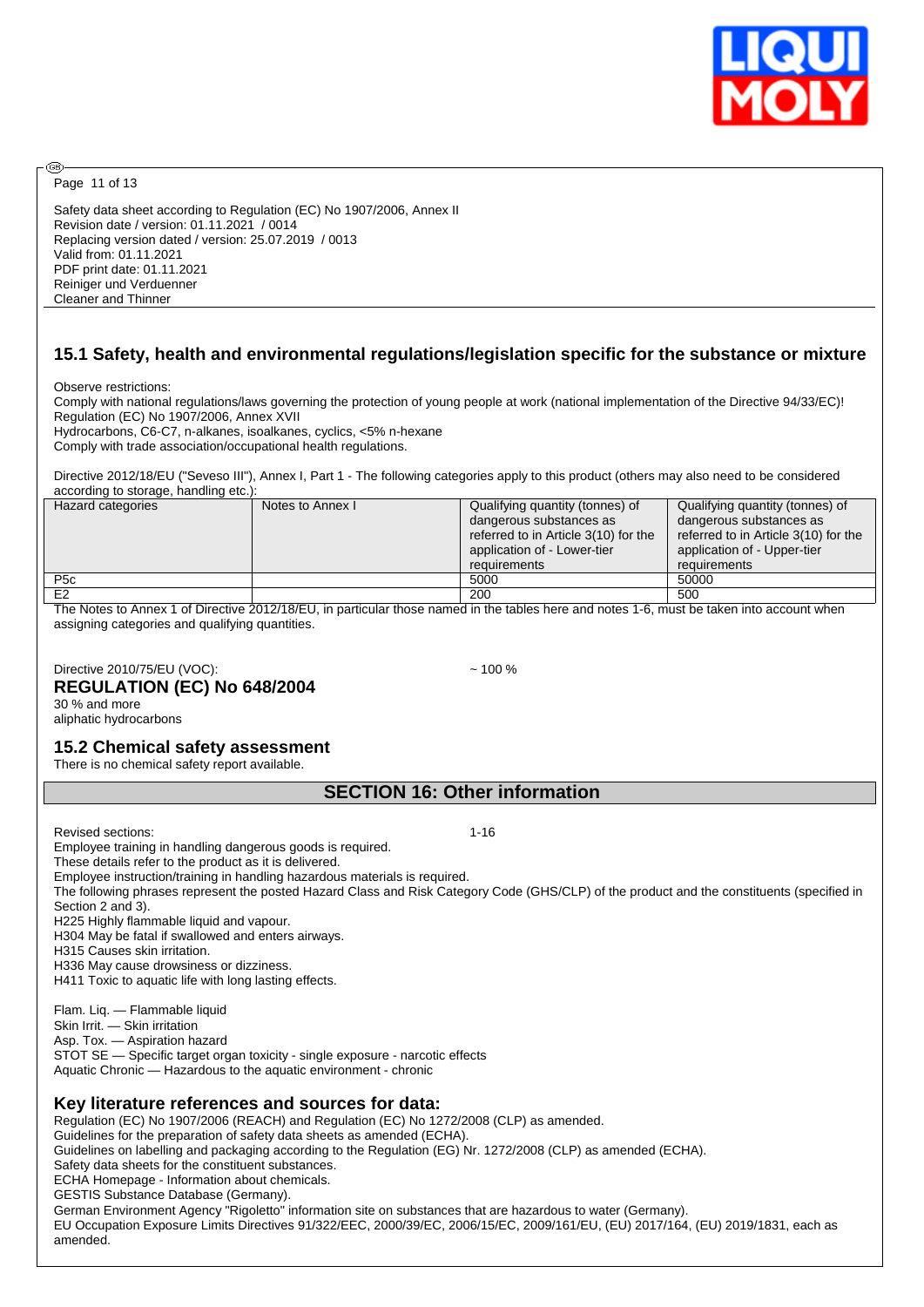Safety data sheet according to Regulation (EC) No 1907/2006, Annex II
Revision date / version: 01.11.2021 / 0014
Replacing version dated / version: 25.07.2019 / 0013
Valid from: 01.11.2021
PDF print date: 01.11.2021
Reiniger und Verduenner
Cleaner and Thinner

## 15.1 Safety, health and environmental regulations/legislation specific for the substance or mixture

Observe restrictions:
Comply with national regulations/laws governing the protection of young people at work (national implementation of the Directive 94/33/EC)!
Regulation (EC) No 1907/2006, Annex XVII
Hydrocarbons, C6-C7, n-alkanes, isoalkanes, cyclics, <5% n-hexane
Comply with trade association/occupational health regulations.

Directive 2012/18/EU ("Seveso III"), Annex I, Part 1 - The following categories apply to this product (others may also need to be considered according to storage, handling etc.):

| Hazard categories | Notes to Annex I | Qualifying quantity (tonnes) of dangerous substances as referred to in Article 3(10) for the application of - Lower-tier requirements | Qualifying quantity (tonnes) of dangerous substances as referred to in Article 3(10) for the application of - Upper-tier requirements |
|---|---|---|---|
| P5c | | 5000 | 50000 |
| E2 | | 200 | 500 |

The Notes to Annex 1 of Directive 2012/18/EU, in particular those named in the tables here and notes 1-6, must be taken into account when assigning categories and qualifying quantities.

Directive 2010/75/EU (VOC): ~ 100 %

### REGULATION (EC) No 648/2004

30 % and more
aliphatic hydrocarbons

## 15.2 Chemical safety assessment

There is no chemical safety report available.

## SECTION 16: Other information

Revised sections: 1-16

Employee training in handling dangerous goods is required.
These details refer to the product as it is delivered.
Employee instruction/training in handling hazardous materials is required.
The following phrases represent the posted Hazard Class and Risk Category Code (GHS/CLP) of the product and the constituents (specified in Section 2 and 3).
H225 Highly flammable liquid and vapour.
H304 May be fatal if swallowed and enters airways.
H315 Causes skin irritation.
H336 May cause drowsiness or dizziness.
H411 Toxic to aquatic life with long lasting effects.

Flam. Liq. — Flammable liquid
Skin Irrit. — Skin irritation
Asp. Tox. — Aspiration hazard
STOT SE — Specific target organ toxicity - single exposure - narcotic effects
Aquatic Chronic — Hazardous to the aquatic environment - chronic

### Key literature references and sources for data:

Regulation (EC) No 1907/2006 (REACH) and Regulation (EC) No 1272/2008 (CLP) as amended.
Guidelines for the preparation of safety data sheets as amended (ECHA).
Guidelines on labelling and packaging according to the Regulation (EG) Nr. 1272/2008 (CLP) as amended (ECHA).
Safety data sheets for the constituent substances.
ECHA Homepage - Information about chemicals.
GESTIS Substance Database (Germany).
German Environment Agency "Rigoletto" information site on substances that are hazardous to water (Germany).
EU Occupation Exposure Limits Directives 91/322/EEC, 2000/39/EC, 2006/15/EC, 2009/161/EU, (EU) 2017/164, (EU) 2019/1831, each as amended.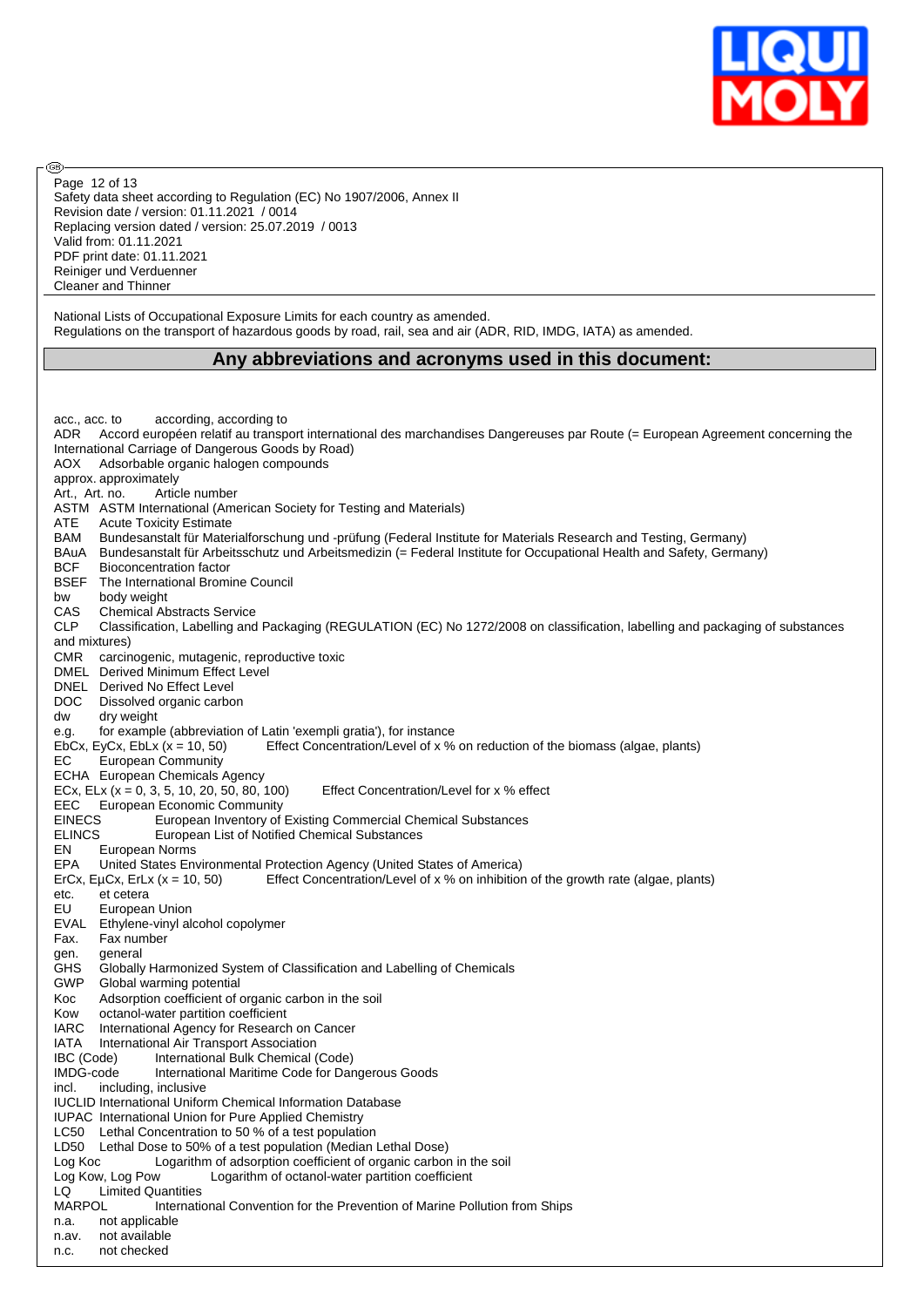National Lists of Occupational Exposure Limits for each country as amended.
Regulations on the transport of hazardous goods by road, rail, sea and air (ADR, RID, IMDG, IATA) as amended.

## Any abbreviations and acronyms used in this document:

acc., acc. to according, according to
ADR Accord européen relatif au transport international des marchandises Dangereuses par Route (= European Agreement concerning the International Carriage of Dangerous Goods by Road)
AOX Adsorbable organic halogen compounds
approx. approximately
Art., Art. no. Article number
ASTM ASTM International (American Society for Testing and Materials)
ATE Acute Toxicity Estimate
BAM Bundesanstalt für Materialforschung und -prüfung (Federal Institute for Materials Research and Testing, Germany)
BAuA Bundesanstalt für Arbeitsschutz und Arbeitsmedizin (= Federal Institute for Occupational Health and Safety, Germany)
BCF Bioconcentration factor
BSEF The International Bromine Council
bw body weight
CAS Chemical Abstracts Service
CLP Classification, Labelling and Packaging (REGULATION (EC) No 1272/2008 on classification, labelling and packaging of substances and mixtures)
CMR carcinogenic, mutagenic, reproductive toxic
DMEL Derived Minimum Effect Level
DNEL Derived No Effect Level
DOC Dissolved organic carbon
dw dry weight
e.g. for example (abbreviation of Latin 'exempli gratia'), for instance
EbCx, EyCx, EbLx (x = 10, 50) Effect Concentration/Level of x % on reduction of the biomass (algae, plants)
EC European Community
ECHA European Chemicals Agency
ECx, ELx (x = 0, 3, 5, 10, 20, 50, 80, 100) Effect Concentration/Level for x % effect
EEC European Economic Community
EINECS European Inventory of Existing Commercial Chemical Substances
ELINCS European List of Notified Chemical Substances
EN European Norms
EPA United States Environmental Protection Agency (United States of America)
ErCx, EµCx, ErLx (x = 10, 50) Effect Concentration/Level of x % on inhibition of the growth rate (algae, plants)
etc. et cetera
EU European Union
EVAL Ethylene-vinyl alcohol copolymer
Fax. Fax number
gen. general
GHS Globally Harmonized System of Classification and Labelling of Chemicals
GWP Global warming potential
Koc Adsorption coefficient of organic carbon in the soil
Kow octanol-water partition coefficient
IARC International Agency for Research on Cancer
IATA International Air Transport Association
IBC (Code) International Bulk Chemical (Code)
IMDG-code International Maritime Code for Dangerous Goods
incl. including, inclusive
IUCLID International Uniform Chemical Information Database
IUPAC International Union for Pure Applied Chemistry
LC50 Lethal Concentration to 50 % of a test population
LD50 Lethal Dose to 50% of a test population (Median Lethal Dose)
Log Koc Logarithm of adsorption coefficient of organic carbon in the soil
Log Kow, Log Pow Logarithm of octanol-water partition coefficient
LQ Limited Quantities
MARPOL International Convention for the Prevention of Marine Pollution from Ships
n.a. not applicable
n.av. not available
n.c. not checked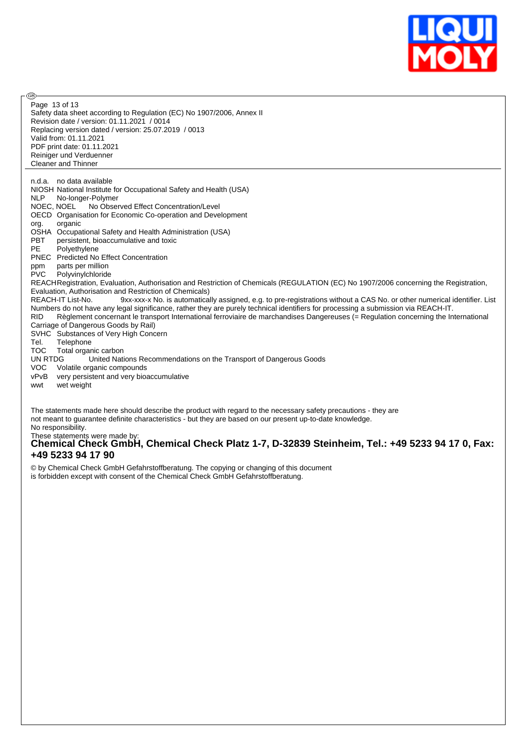n.d.a. no data available
NIOSH National Institute for Occupational Safety and Health (USA)
NLP No-longer-Polymer
NOEC, NOEL No Observed Effect Concentration/Level
OECD Organisation for Economic Co-operation and Development
org. organic
OSHA Occupational Safety and Health Administration (USA)
PBT persistent, bioaccumulative and toxic
PE Polyethylene
PNEC Predicted No Effect Concentration
ppm parts per million
PVC Polyvinylchloride
REACH Registration, Evaluation, Authorisation and Restriction of Chemicals (REGULATION (EC) No 1907/2006 concerning the Registration, Evaluation, Authorisation and Restriction of Chemicals)
REACH-IT List-No. 9xx-xxx-x No. is automatically assigned, e.g. to pre-registrations without a CAS No. or other numerical identifier. List Numbers do not have any legal significance, rather they are purely technical identifiers for processing a submission via REACH-IT.
RID Règlement concernant le transport International ferroviaire de marchandises Dangereuses (= Regulation concerning the International Carriage of Dangerous Goods by Rail)
SVHC Substances of Very High Concern
Tel. Telephone
TOC Total organic carbon
UN RTDG United Nations Recommendations on the Transport of Dangerous Goods
VOC Volatile organic compounds
vPvB very persistent and very bioaccumulative
wwt wet weight

The statements made here should describe the product with regard to the necessary safety precautions - they are not meant to guarantee definite characteristics - but they are based on our present up-to-date knowledge.
No responsibility.
These statements were made by:

**Chemical Check GmbH, Chemical Check Platz 1-7, D-32839 Steinheim, Tel.: +49 5233 94 17 0, Fax: +49 5233 94 17 90**

© by Chemical Check GmbH Gefahrstoffberatung. The copying or changing of this document is forbidden except with consent of the Chemical Check GmbH Gefahrstoffberatung.